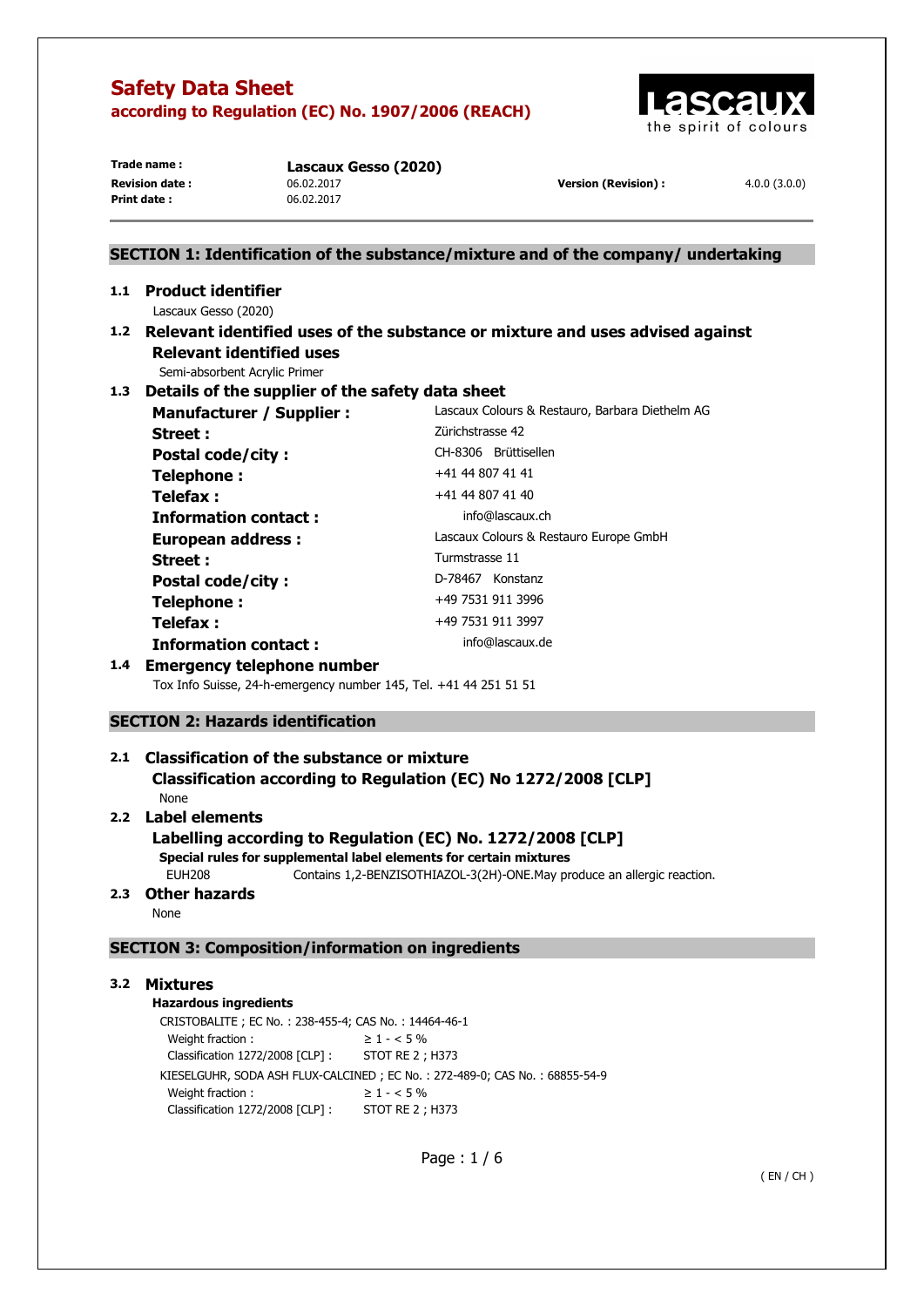# Safety Data Sheet

**according to Regulation (EC) No. 1907/2006 (REACH)**

| | | | |
|---|---|---|---|
| **Trade name :** | **Lascaux Gesso (2020)** | | |
| **Revision date :** | 06.02.2017 | **Version (Revision) :** | 4.0.0 (3.0.0) |
| **Print date :** | 06.02.2017 | | |

## SECTION 1: Identification of the substance/mixture and of the company/ undertaking

### 1.1 Product identifier

Lascaux Gesso (2020)

### 1.2 Relevant identified uses of the substance or mixture and uses advised against

**Relevant identified uses**

Semi-absorbent Acrylic Primer

### 1.3 Details of the supplier of the safety data sheet

| | |
|---|---|
| **Manufacturer / Supplier :** | Lascaux Colours & Restauro, Barbara Diethelm AG |
| **Street :** | Zürichstrasse 42 |
| **Postal code/city :** | CH-8306 Brüttisellen |
| **Telephone :** | +41 44 807 41 41 |
| **Telefax :** | +41 44 807 41 40 |
| **Information contact :** | info@lascaux.ch |
| **European address :** | Lascaux Colours & Restauro Europe GmbH |
| **Street :** | Turmstrasse 11 |
| **Postal code/city :** | D-78467 Konstanz |
| **Telephone :** | +49 7531 911 3996 |
| **Telefax :** | +49 7531 911 3997 |
| **Information contact :** | info@lascaux.de |

### 1.4 Emergency telephone number

Tox Info Suisse, 24-h-emergency number 145, Tel. +41 44 251 51 51

## SECTION 2: Hazards identification

### 2.1 Classification of the substance or mixture

**Classification according to Regulation (EC) No 1272/2008 [CLP]**

None

### 2.2 Label elements

**Labelling according to Regulation (EC) No. 1272/2008 [CLP]**

**Special rules for supplemental label elements for certain mixtures**

EUH208 Contains 1,2-BENZISOTHIAZOL-3(2H)-ONE.May produce an allergic reaction.

### 2.3 Other hazards

None

## SECTION 3: Composition/information on ingredients

### 3.2 Mixtures

**Hazardous ingredients**

CRISTOBALITE ; EC No. : 238-455-4; CAS No. : 14464-46-1

- Weight fraction : ≥ 1 - < 5 %
- Classification 1272/2008 [CLP] : STOT RE 2 ; H373

KIESELGUHR, SODA ASH FLUX-CALCINED ; EC No. : 272-489-0; CAS No. : 68855-54-9

- Weight fraction : ≥ 1 - < 5 %
- Classification 1272/2008 [CLP] : STOT RE 2 ; H373

( EN / CH )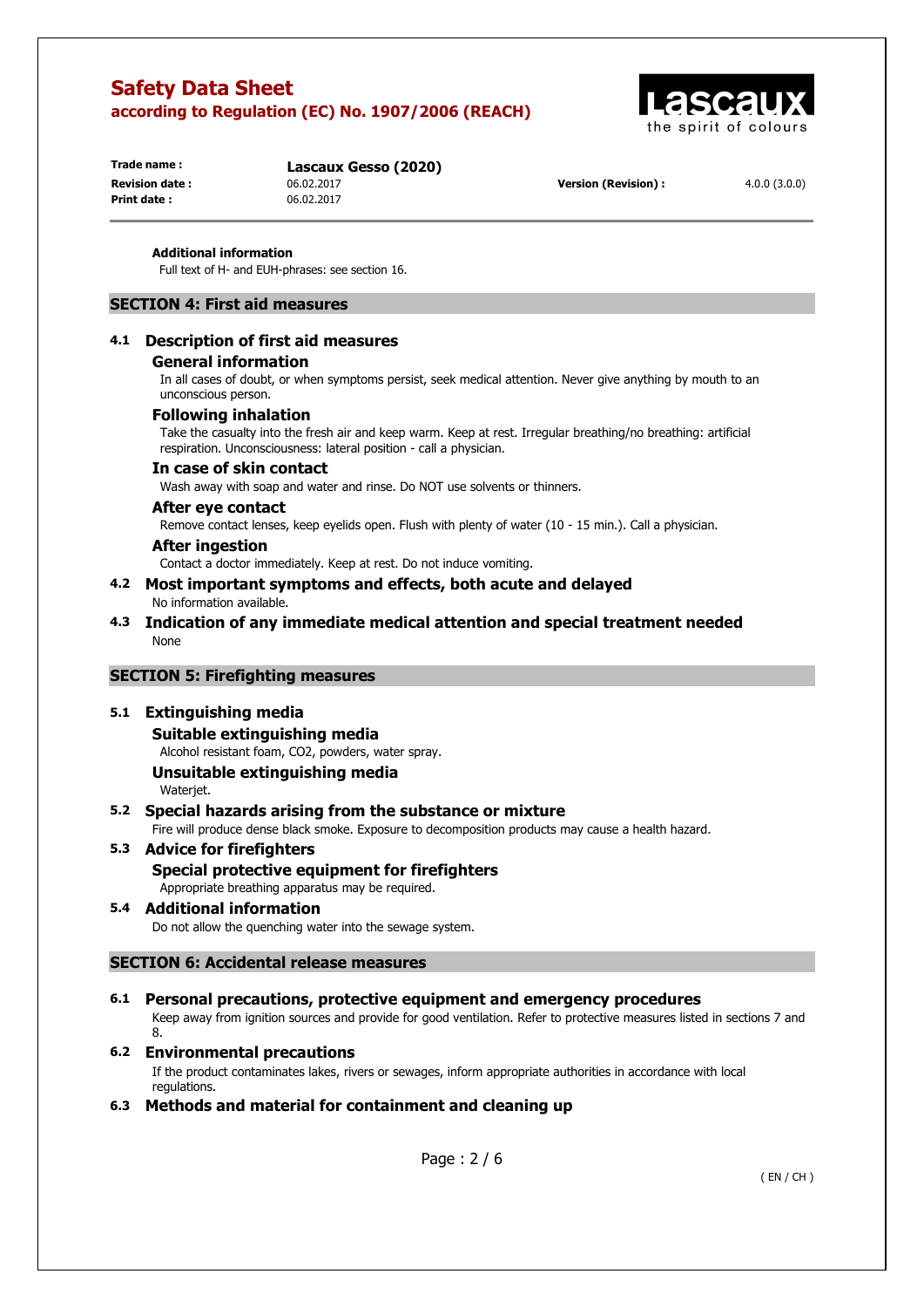**Additional information**

Full text of H- and EUH-phrases: see section 16.

## SECTION 4: First aid measures

### 4.1 Description of first aid measures

#### General information

In all cases of doubt, or when symptoms persist, seek medical attention. Never give anything by mouth to an unconscious person.

#### Following inhalation

Take the casualty into the fresh air and keep warm. Keep at rest. Irregular breathing/no breathing: artificial respiration. Unconsciousness: lateral position - call a physician.

#### In case of skin contact

Wash away with soap and water and rinse. Do NOT use solvents or thinners.

#### After eye contact

Remove contact lenses, keep eyelids open. Flush with plenty of water (10 - 15 min.). Call a physician.

#### After ingestion

Contact a doctor immediately. Keep at rest. Do not induce vomiting.

### 4.2 Most important symptoms and effects, both acute and delayed

No information available.

### 4.3 Indication of any immediate medical attention and special treatment needed

None

## SECTION 5: Firefighting measures

### 5.1 Extinguishing media

#### Suitable extinguishing media

Alcohol resistant foam, $CO_2$, powders, water spray.

#### Unsuitable extinguishing media

Waterjet.

### 5.2 Special hazards arising from the substance or mixture

Fire will produce dense black smoke. Exposure to decomposition products may cause a health hazard.

### 5.3 Advice for firefighters

#### Special protective equipment for firefighters

Appropriate breathing apparatus may be required.

### 5.4 Additional information

Do not allow the quenching water into the sewage system.

## SECTION 6: Accidental release measures

### 6.1 Personal precautions, protective equipment and emergency procedures

Keep away from ignition sources and provide for good ventilation. Refer to protective measures listed in sections 7 and 8.

### 6.2 Environmental precautions

If the product contaminates lakes, rivers or sewages, inform appropriate authorities in accordance with local regulations.

### 6.3 Methods and material for containment and cleaning up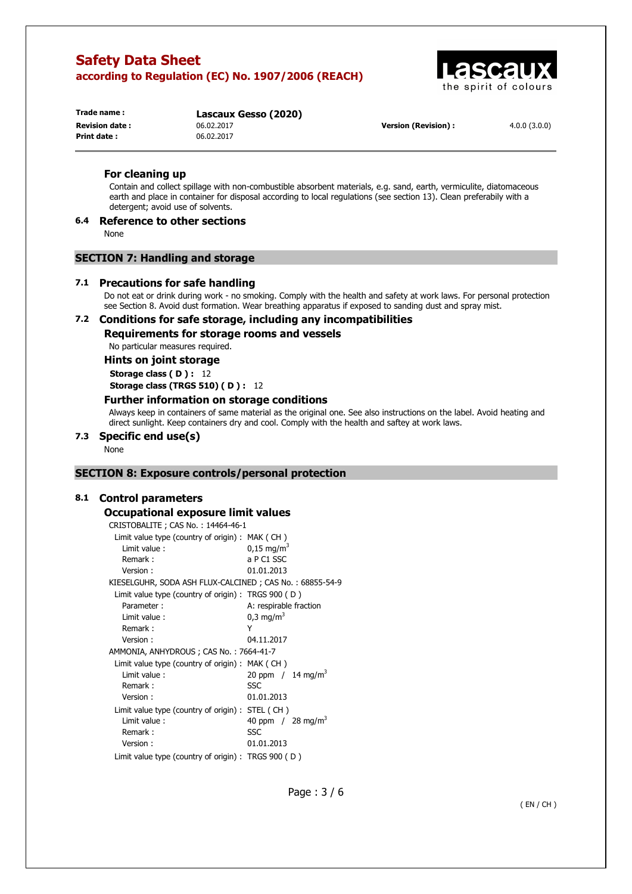### For cleaning up

Contain and collect spillage with non-combustible absorbent materials, e.g. sand, earth, vermiculite, diatomaceous earth and place in container for disposal according to local regulations (see section 13). Clean preferably with a detergent; avoid use of solvents.

### 6.4 Reference to other sections

None

## SECTION 7: Handling and storage

### 7.1 Precautions for safe handling

Do not eat or drink during work - no smoking. Comply with the health and safety at work laws. For personal protection see Section 8. Avoid dust formation. Wear breathing apparatus if exposed to sanding dust and spray mist.

### 7.2 Conditions for safe storage, including any incompatibilities

#### Requirements for storage rooms and vessels

No particular measures required.

#### Hints on joint storage

**Storage class ( D ) :** 12

**Storage class (TRGS 510) ( D ) :** 12

#### Further information on storage conditions

Always keep in containers of same material as the original one. See also instructions on the label. Avoid heating and direct sunlight. Keep containers dry and cool. Comply with the health and saftey at work laws.

### 7.3 Specific end use(s)

None

## SECTION 8: Exposure controls/personal protection

### 8.1 Control parameters

#### Occupational exposure limit values

CRISTOBALITE ; CAS No. : 14464-46-1

- Limit value type (country of origin) : MAK ( CH )
  - Limit value : 0,15 mg/m$^3$
  - Remark : a P C1 SSC
  - Version : 01.01.2013

KIESELGUHR, SODA ASH FLUX-CALCINED ; CAS No. : 68855-54-9

- Limit value type (country of origin) : TRGS 900 ( D )
  - Parameter : A: respirable fraction
  - Limit value : 0,3 mg/m$^3$
  - Remark : Y
  - Version : 04.11.2017

AMMONIA, ANHYDROUS ; CAS No. : 7664-41-7

- Limit value type (country of origin) : MAK ( CH )
  - Limit value : 20 ppm / 14 mg/m$^3$
  - Remark : SSC
  - Version : 01.01.2013
- Limit value type (country of origin) : STEL ( CH )
  - Limit value : 40 ppm / 28 mg/m$^3$
  - Remark : SSC
  - Version : 01.01.2013
- Limit value type (country of origin) : TRGS 900 ( D )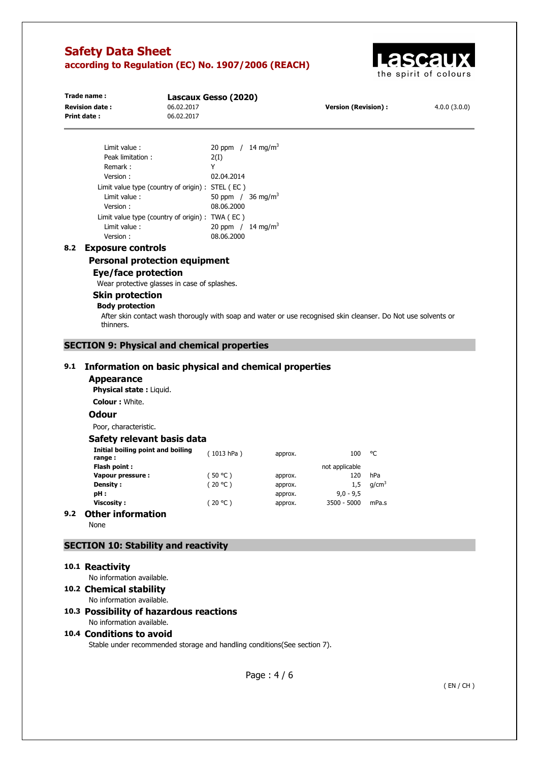Limit value : 20 ppm / 14 mg/m$^3$
Peak limitation : 2(I)
Remark : Y
Version : 02.04.2014
Limit value type (country of origin) : STEL ( EC )
Limit value : 50 ppm / 36 mg/m$^3$
Version : 08.06.2000
Limit value type (country of origin) : TWA ( EC )
Limit value : 20 ppm / 14 mg/m$^3$
Version : 08.06.2000

## 8.2 Exposure controls

### Personal protection equipment

#### Eye/face protection

Wear protective glasses in case of splashes.

#### Skin protection

**Body protection**

After skin contact wash thorougly with soap and water or use recognised skin cleanser. Do Not use solvents or thinners.

# SECTION 9: Physical and chemical properties

## 9.1 Information on basic physical and chemical properties

### Appearance

**Physical state :** Liquid.

**Colour :** White.

### Odour

Poor, characteristic.

### Safety relevant basis data

| | | | | |
|---|---|---|---|---|
| **Initial boiling point and boiling range :** | ( 1013 hPa ) | approx. | 100 | °C |
| **Flash point :** | | | not applicable | |
| **Vapour pressure :** | ( 50 °C ) | approx. | 120 | hPa |
| **Density :** | ( 20 °C ) | approx. | 1,5 | g/cm$^3$ |
| **pH :** | | approx. | 9,0 - 9,5 | |
| **Viscosity :** | ( 20 °C ) | approx. | 3500 - 5000 | mPa.s |

## 9.2 Other information

None

# SECTION 10: Stability and reactivity

## 10.1 Reactivity

No information available.

## 10.2 Chemical stability

No information available.

## 10.3 Possibility of hazardous reactions

No information available.

## 10.4 Conditions to avoid

Stable under recommended storage and handling conditions(See section 7).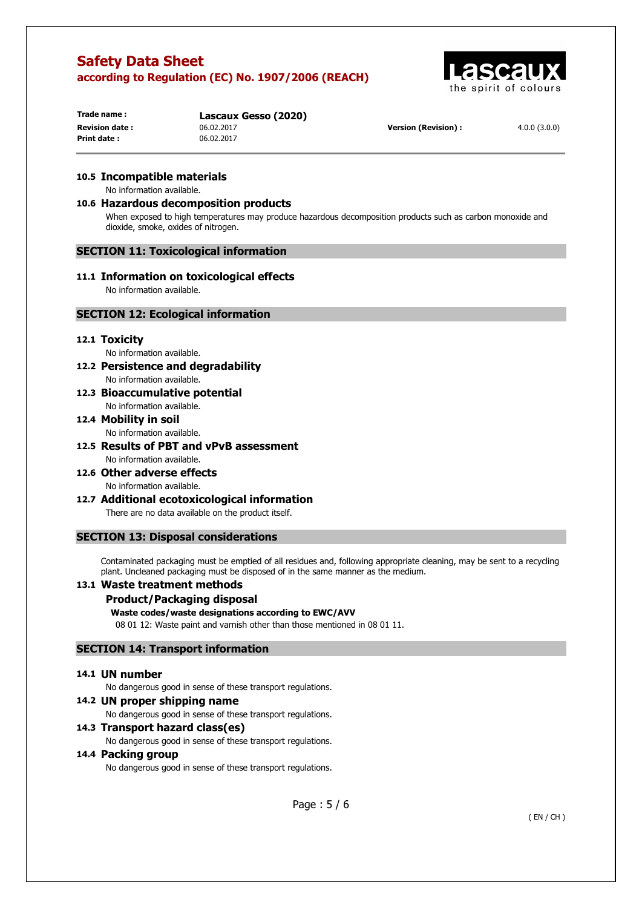### 10.5 Incompatible materials

No information available.

### 10.6 Hazardous decomposition products

When exposed to high temperatures may produce hazardous decomposition products such as carbon monoxide and dioxide, smoke, oxides of nitrogen.

## SECTION 11: Toxicological information

### 11.1 Information on toxicological effects

No information available.

## SECTION 12: Ecological information

### 12.1 Toxicity

No information available.

### 12.2 Persistence and degradability

No information available.

### 12.3 Bioaccumulative potential

No information available.

### 12.4 Mobility in soil

No information available.

### 12.5 Results of PBT and vPvB assessment

No information available.

### 12.6 Other adverse effects

No information available.

### 12.7 Additional ecotoxicological information

There are no data available on the product itself.

## SECTION 13: Disposal considerations

Contaminated packaging must be emptied of all residues and, following appropriate cleaning, may be sent to a recycling plant. Uncleaned packaging must be disposed of in the same manner as the medium.

### 13.1 Waste treatment methods

#### Product/Packaging disposal

**Waste codes/waste designations according to EWC/AVV**

08 01 12: Waste paint and varnish other than those mentioned in 08 01 11.

## SECTION 14: Transport information

### 14.1 UN number

No dangerous good in sense of these transport regulations.

### 14.2 UN proper shipping name

No dangerous good in sense of these transport regulations.

### 14.3 Transport hazard class(es)

No dangerous good in sense of these transport regulations.

### 14.4 Packing group

No dangerous good in sense of these transport regulations.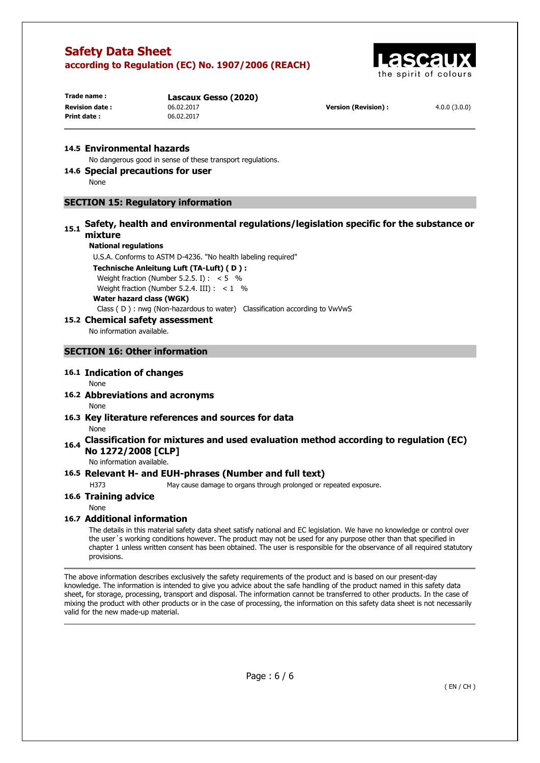## 14.5 Environmental hazards

No dangerous good in sense of these transport regulations.

## 14.6 Special precautions for user

None

# SECTION 15: Regulatory information

## 15.1 Safety, health and environmental regulations/legislation specific for the substance or mixture

**National regulations**

U.S.A. Conforms to ASTM D-4236. "No health labeling required"

**Technische Anleitung Luft (TA-Luft) ( D ) :**

Weight fraction (Number 5.2.5. I) : < 5 %

Weight fraction (Number 5.2.4. III) : < 1 %

**Water hazard class (WGK)**

Class ( D ) : nwg (Non-hazardous to water) Classification according to VwVwS

## 15.2 Chemical safety assessment

No information available.

# SECTION 16: Other information

## 16.1 Indication of changes

None

## 16.2 Abbreviations and acronyms

None

## 16.3 Key literature references and sources for data

None

## 16.4 Classification for mixtures and used evaluation method according to regulation (EC) No 1272/2008 [CLP]

No information available.

## 16.5 Relevant H- and EUH-phrases (Number and full text)

H373 May cause damage to organs through prolonged or repeated exposure.

## 16.6 Training advice

None

## 16.7 Additional information

The details in this material safety data sheet satisfy national and EC legislation. We have no knowledge or control over the user´s working conditions however. The product may not be used for any purpose other than that specified in chapter 1 unless written consent has been obtained. The user is responsible for the observance of all required statutory provisions.

The above information describes exclusively the safety requirements of the product and is based on our present-day knowledge. The information is intended to give you advice about the safe handling of the product named in this safety data sheet, for storage, processing, transport and disposal. The information cannot be transferred to other products. In the case of mixing the product with other products or in the case of processing, the information on this safety data sheet is not necessarily valid for the new made-up material.